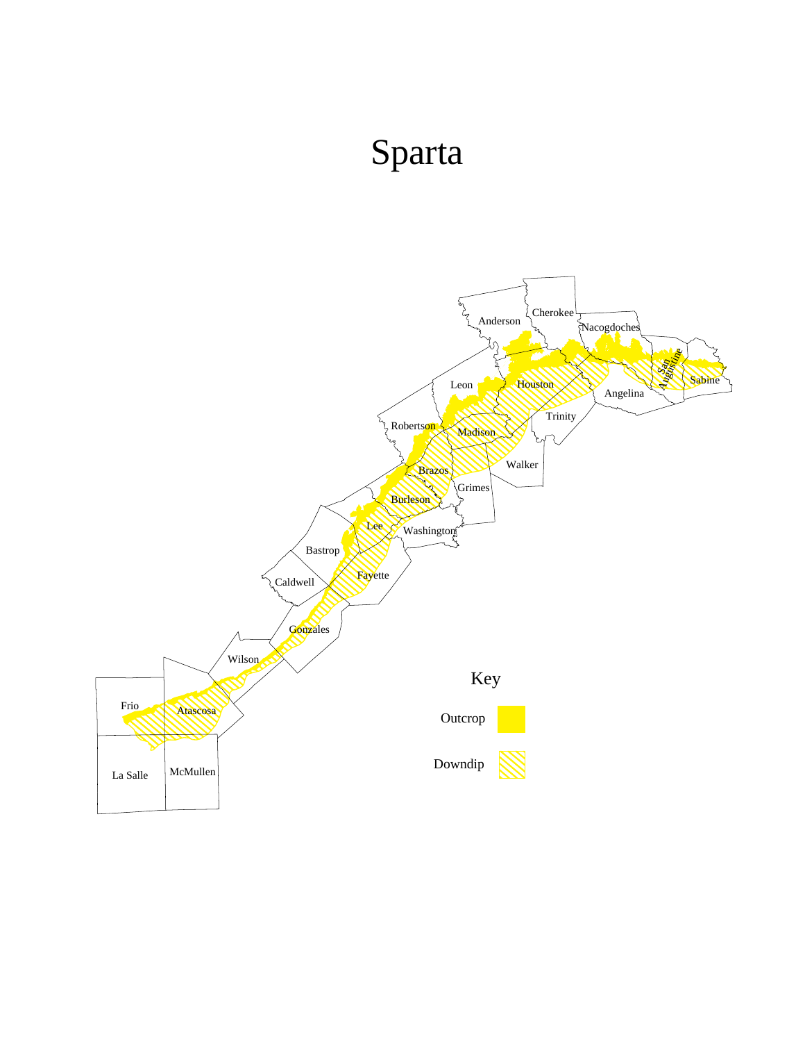# Sparta

Anderson

Cherokee

Nacogdoches

San Augustine

Sabine

Leon

Houston

Angelina

Trinity

Robertson

Madison

Walker

Brazos

Grimes

Burleson

Lee

Washington

Bastrop

Caldwell

Fayette

Gonzales

Wilson

Frio

Atascosa

La Salle

McMullen

Key

Outcrop

Downdip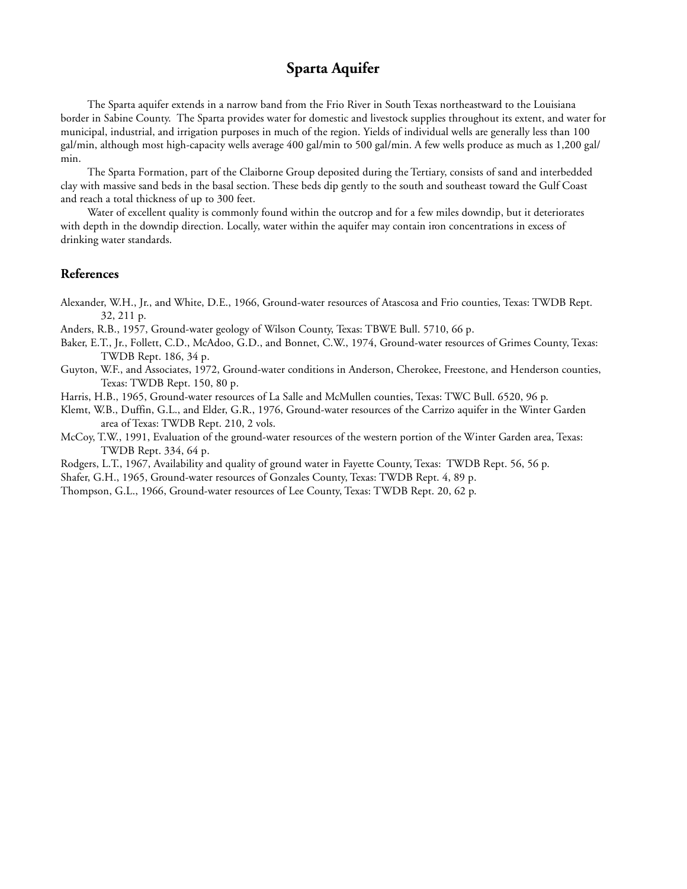# Sparta Aquifer

The Sparta aquifer extends in a narrow band from the Frio River in South Texas northeastward to the Louisiana border in Sabine County. The Sparta provides water for domestic and livestock supplies throughout its extent, and water for municipal, industrial, and irrigation purposes in much of the region. Yields of individual wells are generally less than 100 gal/min, although most high-capacity wells average 400 gal/min to 500 gal/min. A few wells produce as much as 1,200 gal/min.

The Sparta Formation, part of the Claiborne Group deposited during the Tertiary, consists of sand and interbedded clay with massive sand beds in the basal section. These beds dip gently to the south and southeast toward the Gulf Coast and reach a total thickness of up to 300 feet.

Water of excellent quality is commonly found within the outcrop and for a few miles downdip, but it deteriorates with depth in the downdip direction. Locally, water within the aquifer may contain iron concentrations in excess of drinking water standards.

## References

Alexander, W.H., Jr., and White, D.E., 1966, Ground-water resources of Atascosa and Frio counties, Texas: TWDB Rept. 32, 211 p.

Anders, R.B., 1957, Ground-water geology of Wilson County, Texas: TBWE Bull. 5710, 66 p.

Baker, E.T., Jr., Follett, C.D., McAdoo, G.D., and Bonnet, C.W., 1974, Ground-water resources of Grimes County, Texas: TWDB Rept. 186, 34 p.

Guyton, W.F., and Associates, 1972, Ground-water conditions in Anderson, Cherokee, Freestone, and Henderson counties, Texas: TWDB Rept. 150, 80 p.

Harris, H.B., 1965, Ground-water resources of La Salle and McMullen counties, Texas: TWC Bull. 6520, 96 p.

Klemt, W.B., Duffin, G.L., and Elder, G.R., 1976, Ground-water resources of the Carrizo aquifer in the Winter Garden area of Texas: TWDB Rept. 210, 2 vols.

McCoy, T.W., 1991, Evaluation of the ground-water resources of the western portion of the Winter Garden area, Texas: TWDB Rept. 334, 64 p.

Rodgers, L.T., 1967, Availability and quality of ground water in Fayette County, Texas: TWDB Rept. 56, 56 p.

Shafer, G.H., 1965, Ground-water resources of Gonzales County, Texas: TWDB Rept. 4, 89 p.

Thompson, G.L., 1966, Ground-water resources of Lee County, Texas: TWDB Rept. 20, 62 p.